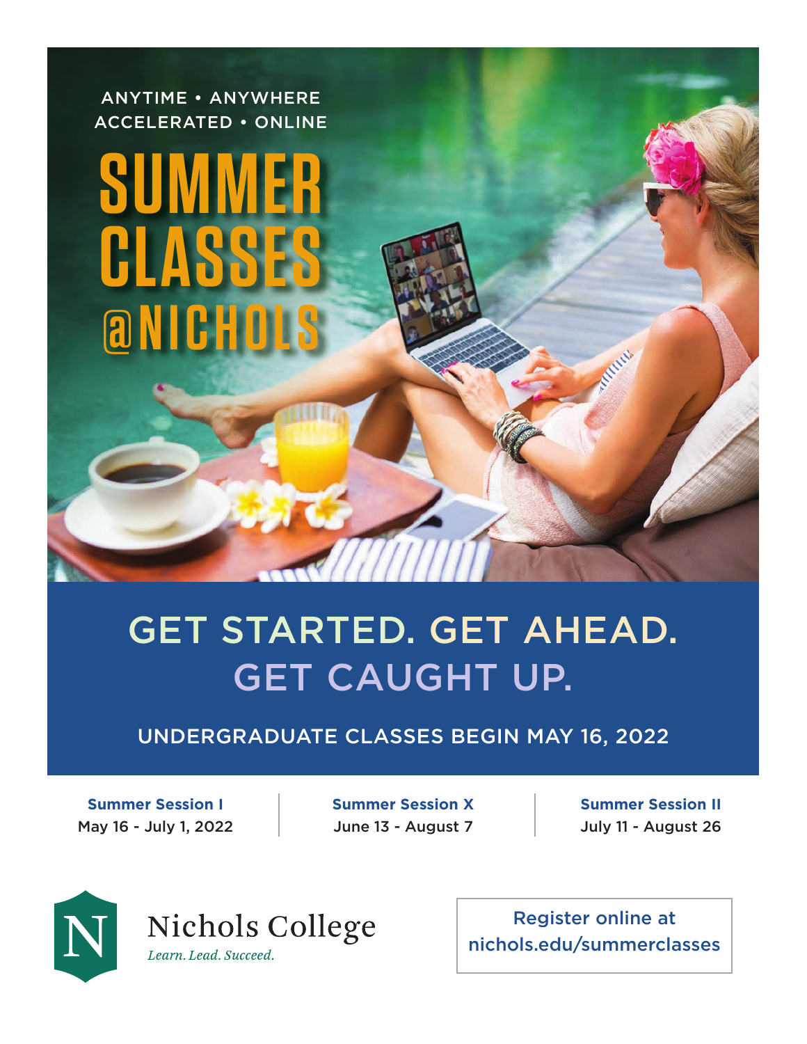ANYTIME • ANYWHERE
ACCELERATED • ONLINE

# SUMMER CLASSES @NICHOLS

## GET STARTED. GET AHEAD. GET CAUGHT UP.

UNDERGRADUATE CLASSES BEGIN MAY 16, 2022

**Summer Session I**
May 16 - July 1, 2022

**Summer Session X**
June 13 - August 7

**Summer Session II**
July 11 - August 26

Nichols College
*Learn. Lead. Succeed.*

Register online at
nichols.edu/summerclasses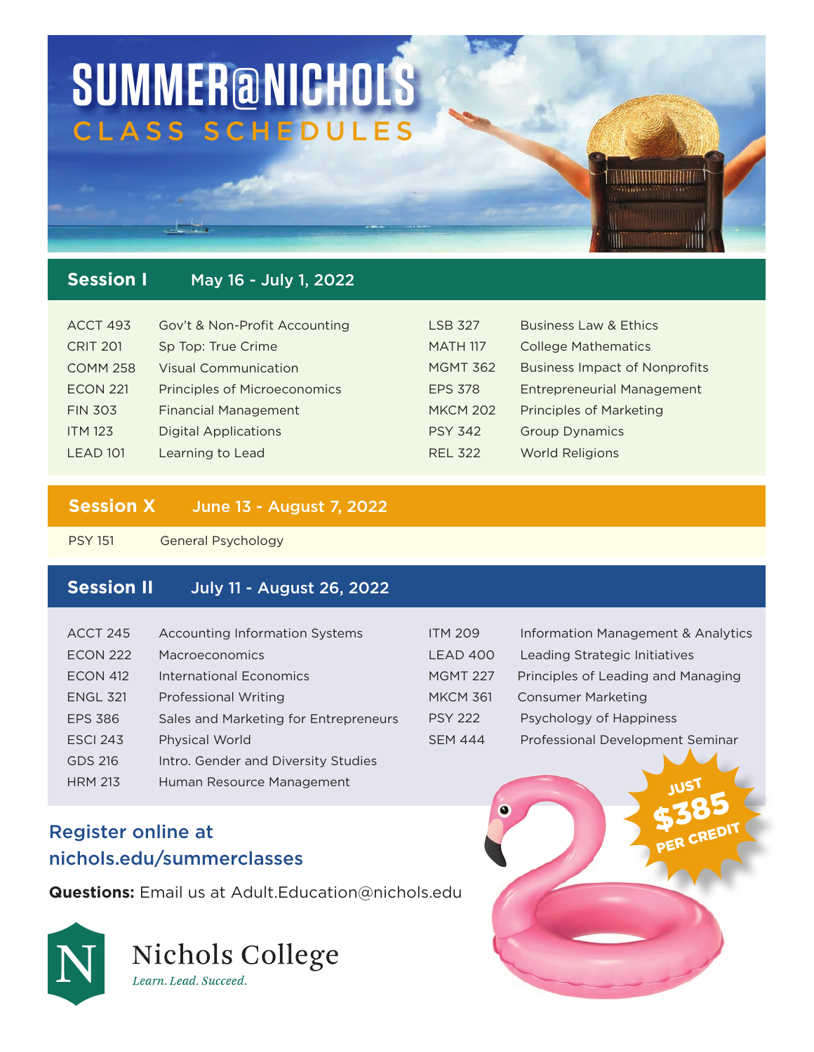# SUMMER@NICHOLS

## CLASS SCHEDULES

## Session I — May 16 - July 1, 2022

| | |
|---|---|
| ACCT 493 | Gov't & Non-Profit Accounting |
| CRIT 201 | Sp Top: True Crime |
| COMM 258 | Visual Communication |
| ECON 221 | Principles of Microeconomics |
| FIN 303 | Financial Management |
| ITM 123 | Digital Applications |
| LEAD 101 | Learning to Lead |
| LSB 327 | Business Law & Ethics |
| MATH 117 | College Mathematics |
| MGMT 362 | Business Impact of Nonprofits |
| EPS 378 | Entrepreneurial Management |
| MKCM 202 | Principles of Marketing |
| PSY 342 | Group Dynamics |
| REL 322 | World Religions |

## Session X — June 13 - August 7, 2022

| | |
|---|---|
| PSY 151 | General Psychology |

## Session II — July 11 - August 26, 2022

| | |
|---|---|
| ACCT 245 | Accounting Information Systems |
| ECON 222 | Macroeconomics |
| ECON 412 | International Economics |
| ENGL 321 | Professional Writing |
| EPS 386 | Sales and Marketing for Entrepreneurs |
| ESCI 243 | Physical World |
| GDS 216 | Intro. Gender and Diversity Studies |
| HRM 213 | Human Resource Management |
| ITM 209 | Information Management & Analytics |
| LEAD 400 | Leading Strategic Initiatives |
| MGMT 227 | Principles of Leading and Managing |
| MKCM 361 | Consumer Marketing |
| PSY 222 | Psychology of Happiness |
| SEM 444 | Professional Development Seminar |

JUST $385 PER CREDIT

**Register online at nichols.edu/summerclasses**

**Questions:** Email us at Adult.Education@nichols.edu

Nichols College

*Learn. Lead. Succeed.*